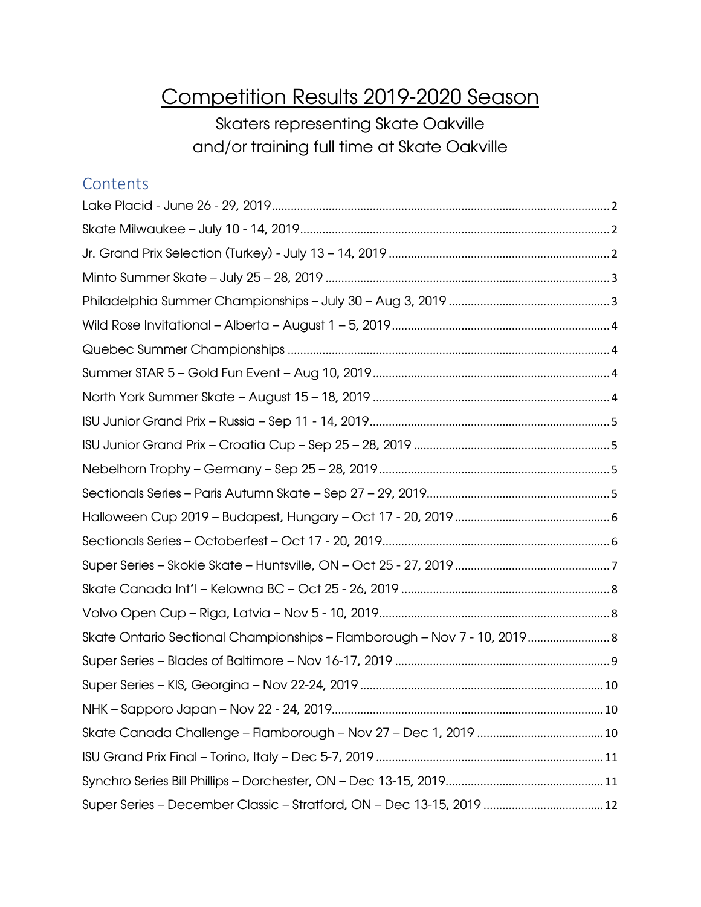# Competition Results 2019-2020 Season

Skaters representing Skate Oakville
and/or training full time at Skate Oakville

## Contents

Lake Placid - June 26 - 29, 2019 .......... 2
Skate Milwaukee – July 10 - 14, 2019 .......... 2
Jr. Grand Prix Selection (Turkey) - July 13 – 14, 2019 .......... 2
Minto Summer Skate – July 25 – 28, 2019 .......... 3
Philadelphia Summer Championships – July 30 – Aug 3, 2019 .......... 3
Wild Rose Invitational – Alberta – August 1 – 5, 2019 .......... 4
Quebec Summer Championships .......... 4
Summer STAR 5 – Gold Fun Event – Aug 10, 2019 .......... 4
North York Summer Skate – August 15 – 18, 2019 .......... 4
ISU Junior Grand Prix – Russia – Sep 11 - 14, 2019 .......... 5
ISU Junior Grand Prix – Croatia Cup – Sep 25 – 28, 2019 .......... 5
Nebelhorn Trophy – Germany – Sep 25 – 28, 2019 .......... 5
Sectionals Series – Paris Autumn Skate – Sep 27 – 29, 2019 .......... 5
Halloween Cup 2019 – Budapest, Hungary – Oct 17 - 20, 2019 .......... 6
Sectionals Series – Octoberfest – Oct 17 - 20, 2019 .......... 6
Super Series – Skokie Skate – Huntsville, ON – Oct 25 - 27, 2019 .......... 7
Skate Canada Int'l – Kelowna BC – Oct 25 - 26, 2019 .......... 8
Volvo Open Cup – Riga, Latvia – Nov 5 - 10, 2019 .......... 8
Skate Ontario Sectional Championships – Flamborough – Nov 7 - 10, 2019 .......... 8
Super Series – Blades of Baltimore – Nov 16-17, 2019 .......... 9
Super Series – KIS, Georgina – Nov 22-24, 2019 .......... 10
NHK – Sapporo Japan – Nov 22 - 24, 2019 .......... 10
Skate Canada Challenge – Flamborough – Nov 27 – Dec 1, 2019 .......... 10
ISU Grand Prix Final – Torino, Italy – Dec 5-7, 2019 .......... 11
Synchro Series Bill Phillips – Dorchester, ON – Dec 13-15, 2019 .......... 11
Super Series – December Classic – Stratford, ON – Dec 13-15, 2019 .......... 12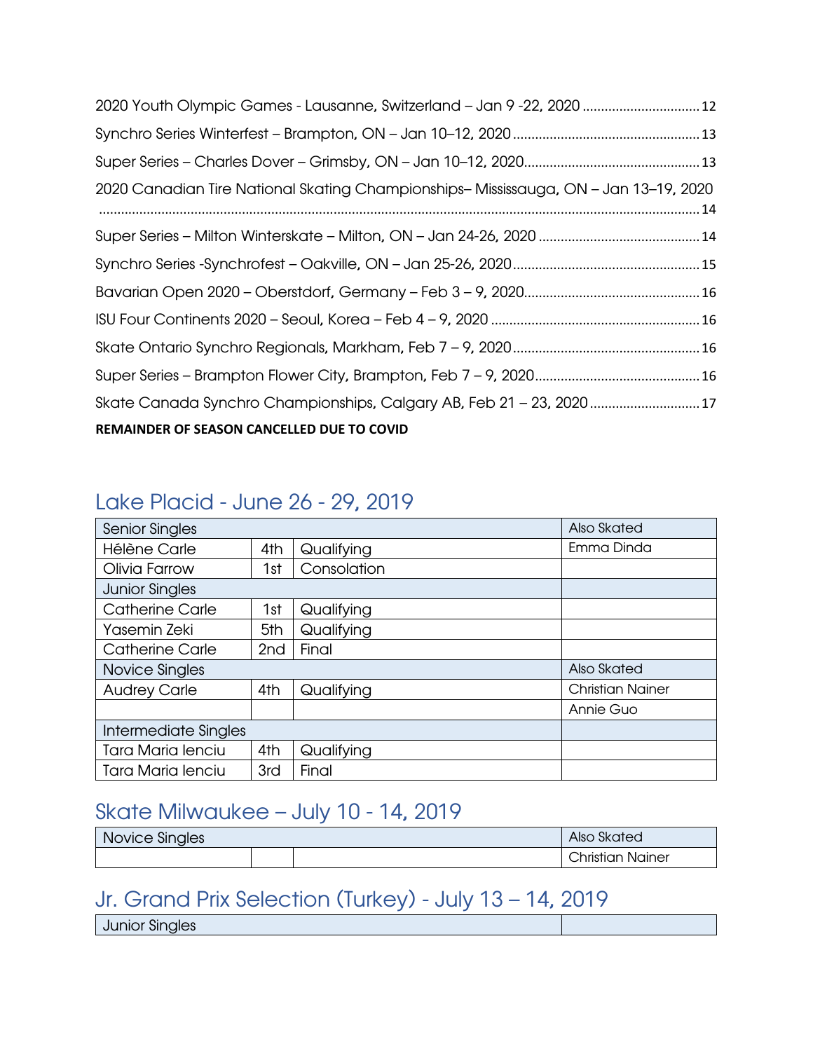2020 Youth Olympic Games - Lausanne, Switzerland – Jan 9 -22, 2020 ................................ 12

Synchro Series Winterfest – Brampton, ON – Jan 10–12, 2020 .................................................. 13

Super Series – Charles Dover – Grimsby, ON – Jan 10–12, 2020................................................ 13

2020 Canadian Tire National Skating Championships– Mississauga, ON – Jan 13–19, 2020 .................................................................................................................................................. 14

Super Series – Milton Winterskate – Milton, ON – Jan 24-26, 2020 ............................................ 14

Synchro Series -Synchrofest – Oakville, ON – Jan 25-26, 2020.................................................. 15

Bavarian Open 2020 – Oberstdorf, Germany – Feb 3 – 9, 2020................................................ 16

ISU Four Continents 2020 – Seoul, Korea – Feb 4 – 9, 2020 ......................................................... 16

Skate Ontario Synchro Regionals, Markham, Feb 7 – 9, 2020.................................................. 16

Super Series – Brampton Flower City, Brampton, Feb 7 – 9, 2020............................................ 16

Skate Canada Synchro Championships, Calgary AB, Feb 21 – 23, 2020 .............................. 17

**REMAINDER OF SEASON CANCELLED DUE TO COVID**

## Lake Placid - June 26 - 29, 2019

| Senior Singles | | | Also Skated |
|---|---|---|---|
| Hélène Carle | 4th | Qualifying | Emma Dinda |
| Olivia Farrow | 1st | Consolation | |
| Junior Singles | | | |
| Catherine Carle | 1st | Qualifying | |
| Yasemin Zeki | 5th | Qualifying | |
| Catherine Carle | 2nd | Final | |
| Novice Singles | | | Also Skated |
| Audrey Carle | 4th | Qualifying | Christian Nainer |
| | | | Annie Guo |
| Intermediate Singles | | | |
| Tara Maria Ienciu | 4th | Qualifying | |
| Tara Maria Ienciu | 3rd | Final | |

## Skate Milwaukee – July 10 - 14, 2019

| Novice Singles | | | Also Skated |
|---|---|---|---|
| | | | Christian Nainer |

## Jr. Grand Prix Selection (Turkey) - July 13 – 14, 2019

| Junior Singles | |
|---|---|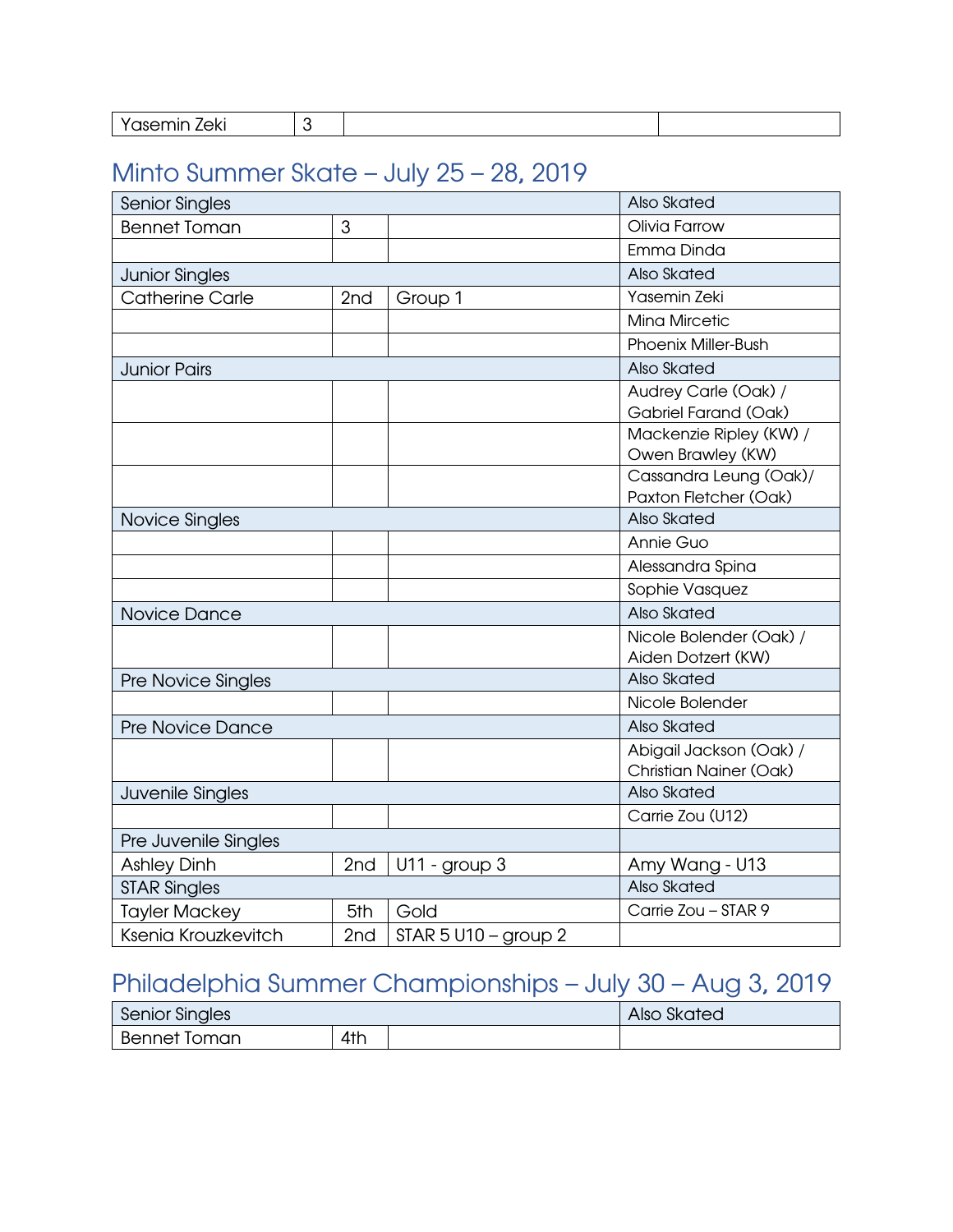| Yasemin Zeki | 3 | | |
|---|---|---|---|

## Minto Summer Skate – July 25 – 28, 2019

| Senior Singles | | | Also Skated |
|---|---|---|---|
| Bennet Toman | 3 | | Olivia Farrow |
| | | | Emma Dinda |
| Junior Singles | | | Also Skated |
| Catherine Carle | 2nd | Group 1 | Yasemin Zeki |
| | | | Mina Mircetic |
| | | | Phoenix Miller-Bush |
| Junior Pairs | | | Also Skated |
| | | | Audrey Carle (Oak) / Gabriel Farand (Oak) |
| | | | Mackenzie Ripley (KW) / Owen Brawley (KW) |
| | | | Cassandra Leung (Oak)/ Paxton Fletcher (Oak) |
| Novice Singles | | | Also Skated |
| | | | Annie Guo |
| | | | Alessandra Spina |
| | | | Sophie Vasquez |
| Novice Dance | | | Also Skated |
| | | | Nicole Bolender (Oak) / Aiden Dotzert (KW) |
| Pre Novice Singles | | | Also Skated |
| | | | Nicole Bolender |
| Pre Novice Dance | | | Also Skated |
| | | | Abigail Jackson (Oak) / Christian Nainer (Oak) |
| Juvenile Singles | | | Also Skated |
| | | | Carrie Zou (U12) |
| Pre Juvenile Singles | | | |
| Ashley Dinh | 2nd | U11 - group 3 | Amy Wang - U13 |
| STAR Singles | | | Also Skated |
| Tayler Mackey | 5th | Gold | Carrie Zou – STAR 9 |
| Ksenia Krouzkevitch | 2nd | STAR 5 U10 – group 2 | |

## Philadelphia Summer Championships – July 30 – Aug 3, 2019

| Senior Singles | | | Also Skated |
|---|---|---|---|
| Bennet Toman | 4th | | |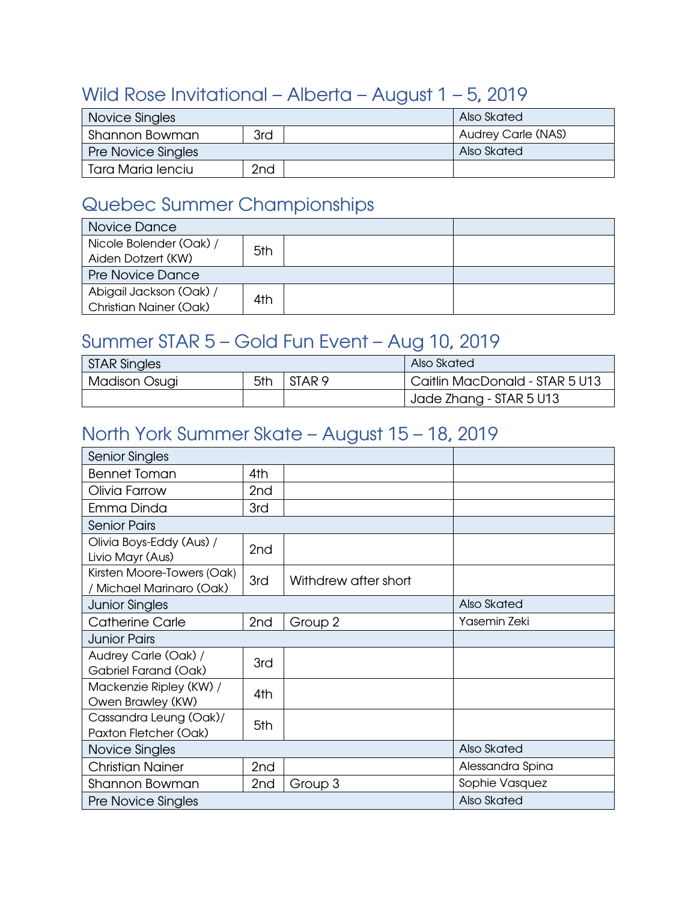## Wild Rose Invitational – Alberta – August 1 – 5, 2019

| Novice Singles | | | Also Skated |
|---|---|---|---|
| Shannon Bowman | 3rd | | Audrey Carle (NAS) |
| **Pre Novice Singles** | | | **Also Skated** |
| Tara Maria Ienciu | 2nd | | |

## Quebec Summer Championships

| Novice Dance | | | |
|---|---|---|---|
| Nicole Bolender (Oak) / Aiden Dotzert (KW) | 5th | | |
| **Pre Novice Dance** | | | |
| Abigail Jackson (Oak) / Christian Nainer (Oak) | 4th | | |

## Summer STAR 5 – Gold Fun Event – Aug 10, 2019

| STAR Singles | | | Also Skated |
|---|---|---|---|
| Madison Osugi | 5th | STAR 9 | Caitlin MacDonald - STAR 5 U13 |
| | | | Jade Zhang - STAR 5 U13 |

## North York Summer Skate – August 15 – 18, 2019

| Senior Singles | | | |
|---|---|---|---|
| Bennet Toman | 4th | | |
| Olivia Farrow | 2nd | | |
| Emma Dinda | 3rd | | |
| **Senior Pairs** | | | |
| Olivia Boys-Eddy (Aus) / Livio Mayr (Aus) | 2nd | | |
| Kirsten Moore-Towers (Oak) / Michael Marinaro (Oak) | 3rd | Withdrew after short | |
| **Junior Singles** | | | **Also Skated** |
| Catherine Carle | 2nd | Group 2 | Yasemin Zeki |
| **Junior Pairs** | | | |
| Audrey Carle (Oak) / Gabriel Farand (Oak) | 3rd | | |
| Mackenzie Ripley (KW) / Owen Brawley (KW) | 4th | | |
| Cassandra Leung (Oak)/ Paxton Fletcher (Oak) | 5th | | |
| **Novice Singles** | | | **Also Skated** |
| Christian Nainer | 2nd | | Alessandra Spina |
| Shannon Bowman | 2nd | Group 3 | Sophie Vasquez |
| **Pre Novice Singles** | | | **Also Skated** |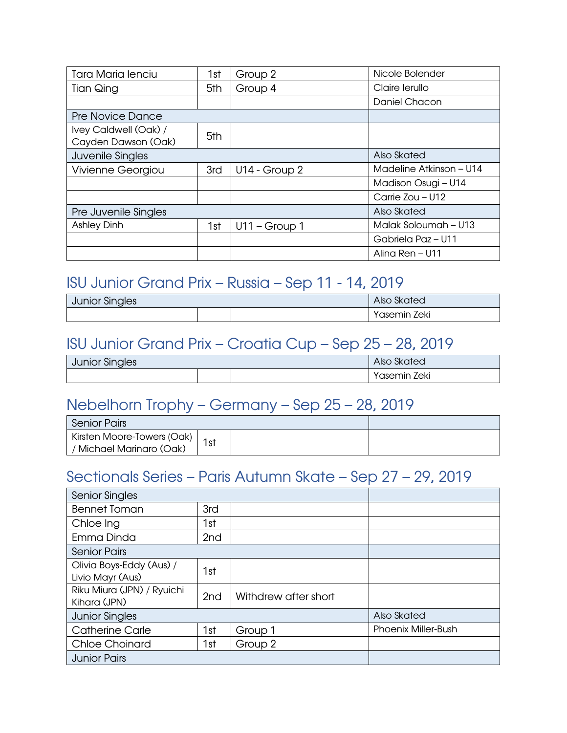| | | | |
|---|---|---|---|
| Tara Maria Ienciu | 1st | Group 2 | Nicole Bolender |
| Tian Qing | 5th | Group 4 | Claire Ierullo |
| | | | Daniel Chacon |
| Pre Novice Dance | | | |
| Ivey Caldwell (Oak) / Cayden Dawson (Oak) | 5th | | |
| Juvenile Singles | | | Also Skated |
| Vivienne Georgiou | 3rd | U14 - Group 2 | Madeline Atkinson – U14 |
| | | | Madison Osugi – U14 |
| | | | Carrie Zou – U12 |
| Pre Juvenile Singles | | | Also Skated |
| Ashley Dinh | 1st | U11 – Group 1 | Malak Soloumah – U13 |
| | | | Gabriela Paz – U11 |
| | | | Alina Ren – U11 |

## ISU Junior Grand Prix – Russia – Sep 11 - 14, 2019

| Junior Singles | | | Also Skated |
|---|---|---|---|
| | | | Yasemin Zeki |

## ISU Junior Grand Prix – Croatia Cup – Sep 25 – 28, 2019

| Junior Singles | | | Also Skated |
|---|---|---|---|
| | | | Yasemin Zeki |

## Nebelhorn Trophy – Germany – Sep 25 – 28, 2019

| Senior Pairs | | | |
|---|---|---|---|
| Kirsten Moore-Towers (Oak) / Michael Marinaro (Oak) | 1st | | |

## Sectionals Series – Paris Autumn Skate – Sep 27 – 29, 2019

| Senior Singles | | | |
|---|---|---|---|
| Bennet Toman | 3rd | | |
| Chloe Ing | 1st | | |
| Emma Dinda | 2nd | | |
| Senior Pairs | | | |
| Olivia Boys-Eddy (Aus) / Livio Mayr (Aus) | 1st | | |
| Riku Miura (JPN) / Ryuichi Kihara (JPN) | 2nd | Withdrew after short | |
| Junior Singles | | | Also Skated |
| Catherine Carle | 1st | Group 1 | Phoenix Miller-Bush |
| Chloe Choinard | 1st | Group 2 | |
| Junior Pairs | | | |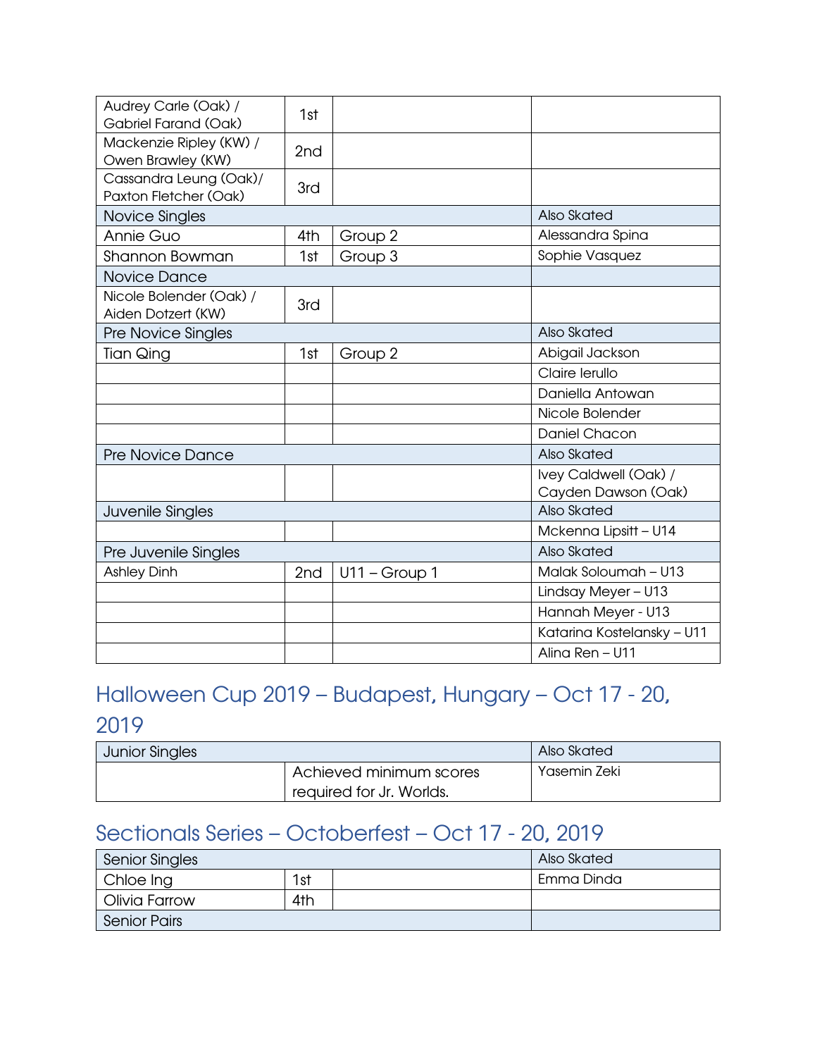| | | | |
|---|---|---|---|
| Audrey Carle (Oak) / Gabriel Farand (Oak) | 1st | | |
| Mackenzie Ripley (KW) / Owen Brawley (KW) | 2nd | | |
| Cassandra Leung (Oak)/ Paxton Fletcher (Oak) | 3rd | | |
| Novice Singles | | | Also Skated |
| Annie Guo | 4th | Group 2 | Alessandra Spina |
| Shannon Bowman | 1st | Group 3 | Sophie Vasquez |
| Novice Dance | | | |
| Nicole Bolender (Oak) / Aiden Dotzert (KW) | 3rd | | |
| Pre Novice Singles | | | Also Skated |
| Tian Qing | 1st | Group 2 | Abigail Jackson |
| | | | Claire Ierullo |
| | | | Daniella Antowan |
| | | | Nicole Bolender |
| | | | Daniel Chacon |
| Pre Novice Dance | | | Also Skated |
| | | | Ivey Caldwell (Oak) / Cayden Dawson (Oak) |
| Juvenile Singles | | | Also Skated |
| | | | Mckenna Lipsitt – U14 |
| Pre Juvenile Singles | | | Also Skated |
| Ashley Dinh | 2nd | U11 – Group 1 | Malak Soloumah – U13 |
| | | | Lindsay Meyer – U13 |
| | | | Hannah Meyer - U13 |
| | | | Katarina Kostelansky – U11 |
| | | | Alina Ren – U11 |

## Halloween Cup 2019 – Budapest, Hungary – Oct 17 - 20, 2019

| Junior Singles | | Also Skated |
|---|---|---|
| | Achieved minimum scores required for Jr. Worlds. | Yasemin Zeki |

## Sectionals Series – Octoberfest – Oct 17 - 20, 2019

| Senior Singles | | | Also Skated |
|---|---|---|---|
| Chloe Ing | 1st | | Emma Dinda |
| Olivia Farrow | 4th | | |
| Senior Pairs | | | |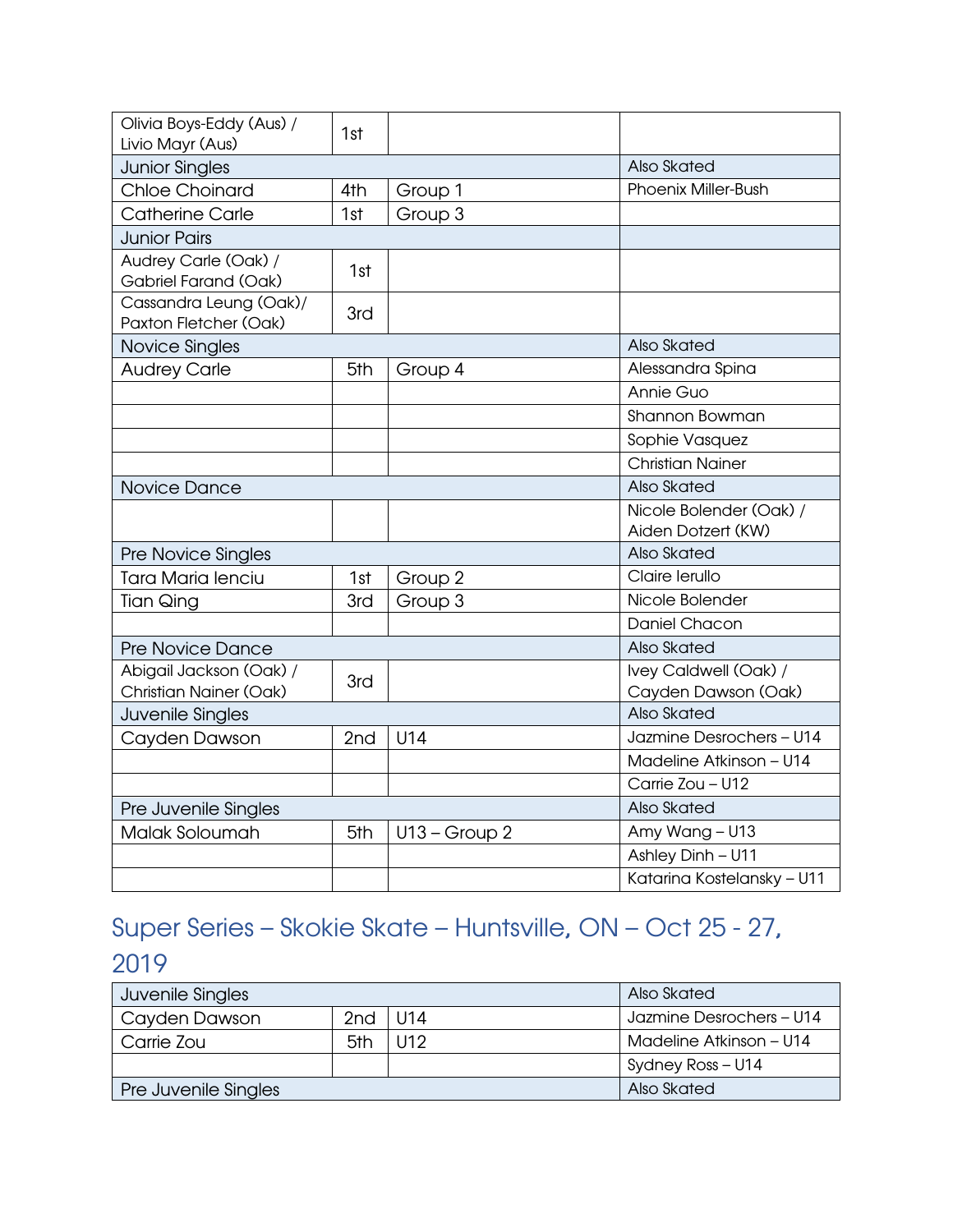| | | | |
|---|---|---|---|
| Olivia Boys-Eddy (Aus) / Livio Mayr (Aus) | 1st | | |
| Junior Singles | | | Also Skated |
| Chloe Choinard | 4th | Group 1 | Phoenix Miller-Bush |
| Catherine Carle | 1st | Group 3 | |
| Junior Pairs | | | |
| Audrey Carle (Oak) / Gabriel Farand (Oak) | 1st | | |
| Cassandra Leung (Oak)/ Paxton Fletcher (Oak) | 3rd | | |
| Novice Singles | | | Also Skated |
| Audrey Carle | 5th | Group 4 | Alessandra Spina |
| | | | Annie Guo |
| | | | Shannon Bowman |
| | | | Sophie Vasquez |
| | | | Christian Nainer |
| Novice Dance | | | Also Skated |
| | | | Nicole Bolender (Oak) / Aiden Dotzert (KW) |
| Pre Novice Singles | | | Also Skated |
| Tara Maria Ienciu | 1st | Group 2 | Claire Ierullo |
| Tian Qing | 3rd | Group 3 | Nicole Bolender |
| | | | Daniel Chacon |
| Pre Novice Dance | | | Also Skated |
| Abigail Jackson (Oak) / Christian Nainer (Oak) | 3rd | | Ivey Caldwell (Oak) / Cayden Dawson (Oak) |
| Juvenile Singles | | | Also Skated |
| Cayden Dawson | 2nd | U14 | Jazmine Desrochers – U14 |
| | | | Madeline Atkinson – U14 |
| | | | Carrie Zou – U12 |
| Pre Juvenile Singles | | | Also Skated |
| Malak Soloumah | 5th | U13 – Group 2 | Amy Wang – U13 |
| | | | Ashley Dinh – U11 |
| | | | Katarina Kostelansky – U11 |

## Super Series – Skokie Skate – Huntsville, ON – Oct 25 - 27, 2019

| Juvenile Singles | | | Also Skated |
|---|---|---|---|
| Cayden Dawson | 2nd | U14 | Jazmine Desrochers – U14 |
| Carrie Zou | 5th | U12 | Madeline Atkinson – U14 |
| | | | Sydney Ross – U14 |
| Pre Juvenile Singles | | | Also Skated |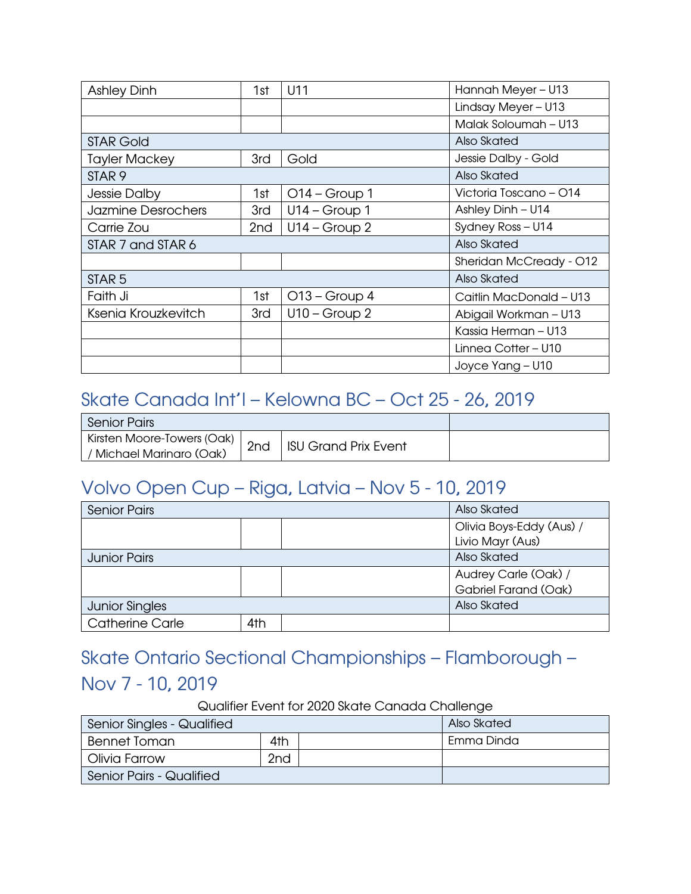| | | | |
|---|---|---|---|
| Ashley Dinh | 1st | U11 | Hannah Meyer – U13 |
| | | | Lindsay Meyer – U13 |
| | | | Malak Soloumah – U13 |
| STAR Gold | | | Also Skated |
| Tayler Mackey | 3rd | Gold | Jessie Dalby - Gold |
| STAR 9 | | | Also Skated |
| Jessie Dalby | 1st | O14 – Group 1 | Victoria Toscano – O14 |
| Jazmine Desrochers | 3rd | U14 – Group 1 | Ashley Dinh – U14 |
| Carrie Zou | 2nd | U14 – Group 2 | Sydney Ross – U14 |
| STAR 7 and STAR 6 | | | Also Skated |
| | | | Sheridan McCready - O12 |
| STAR 5 | | | Also Skated |
| Faith Ji | 1st | O13 – Group 4 | Caitlin MacDonald – U13 |
| Ksenia Krouzkevitch | 3rd | U10 – Group 2 | Abigail Workman – U13 |
| | | | Kassia Herman – U13 |
| | | | Linnea Cotter – U10 |
| | | | Joyce Yang – U10 |

## Skate Canada Int'l – Kelowna BC – Oct 25 - 26, 2019

| Senior Pairs | | | |
|---|---|---|---|
| Kirsten Moore-Towers (Oak) / Michael Marinaro (Oak) | 2nd | ISU Grand Prix Event | |

## Volvo Open Cup – Riga, Latvia – Nov 5 - 10, 2019

| Senior Pairs | | | Also Skated |
|---|---|---|---|
| | | | Olivia Boys-Eddy (Aus) / Livio Mayr (Aus) |
| Junior Pairs | | | Also Skated |
| | | | Audrey Carle (Oak) / Gabriel Farand (Oak) |
| Junior Singles | | | Also Skated |
| Catherine Carle | 4th | | |

## Skate Ontario Sectional Championships – Flamborough – Nov 7 - 10, 2019

Qualifier Event for 2020 Skate Canada Challenge

| Senior Singles - Qualified | | | Also Skated |
|---|---|---|---|
| Bennet Toman | 4th | | Emma Dinda |
| Olivia Farrow | 2nd | | |
| Senior Pairs - Qualified | | | |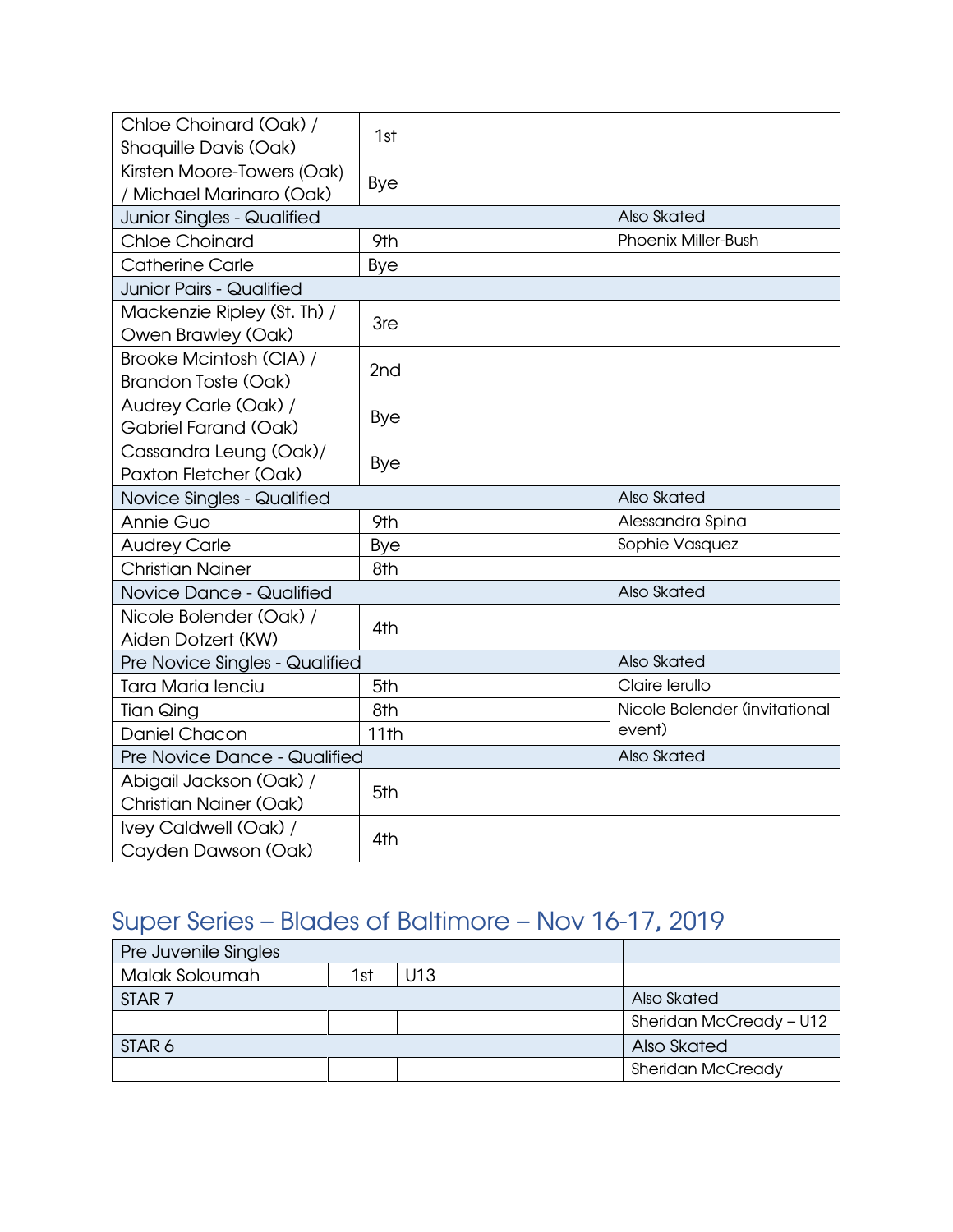| | | | |
|---|---|---|---|
| Chloe Choinard (Oak) / Shaquille Davis (Oak) | 1st | | |
| Kirsten Moore-Towers (Oak) / Michael Marinaro (Oak) | Bye | | |
| Junior Singles - Qualified | | | Also Skated |
| Chloe Choinard | 9th | | Phoenix Miller-Bush |
| Catherine Carle | Bye | | |
| Junior Pairs - Qualified | | | |
| Mackenzie Ripley (St. Th) / Owen Brawley (Oak) | 3re | | |
| Brooke Mcintosh (CIA) / Brandon Toste (Oak) | 2nd | | |
| Audrey Carle (Oak) / Gabriel Farand (Oak) | Bye | | |
| Cassandra Leung (Oak)/ Paxton Fletcher (Oak) | Bye | | |
| Novice Singles - Qualified | | | Also Skated |
| Annie Guo | 9th | | Alessandra Spina |
| Audrey Carle | Bye | | Sophie Vasquez |
| Christian Nainer | 8th | | |
| Novice Dance - Qualified | | | Also Skated |
| Nicole Bolender (Oak) / Aiden Dotzert (KW) | 4th | | |
| Pre Novice Singles - Qualified | | | Also Skated |
| Tara Maria Ienciu | 5th | | Claire Ierullo |
| Tian Qing | 8th | | Nicole Bolender (invitational event) |
| Daniel Chacon | 11th | | |
| Pre Novice Dance - Qualified | | | Also Skated |
| Abigail Jackson (Oak) / Christian Nainer (Oak) | 5th | | |
| Ivey Caldwell (Oak) / Cayden Dawson (Oak) | 4th | | |

## Super Series – Blades of Baltimore – Nov 16-17, 2019

| | | | |
|---|---|---|---|
| Pre Juvenile Singles | | | |
| Malak Soloumah | 1st | U13 | |
| STAR 7 | | | Also Skated |
| | | | Sheridan McCready – U12 |
| STAR 6 | | | Also Skated |
| | | | Sheridan McCready |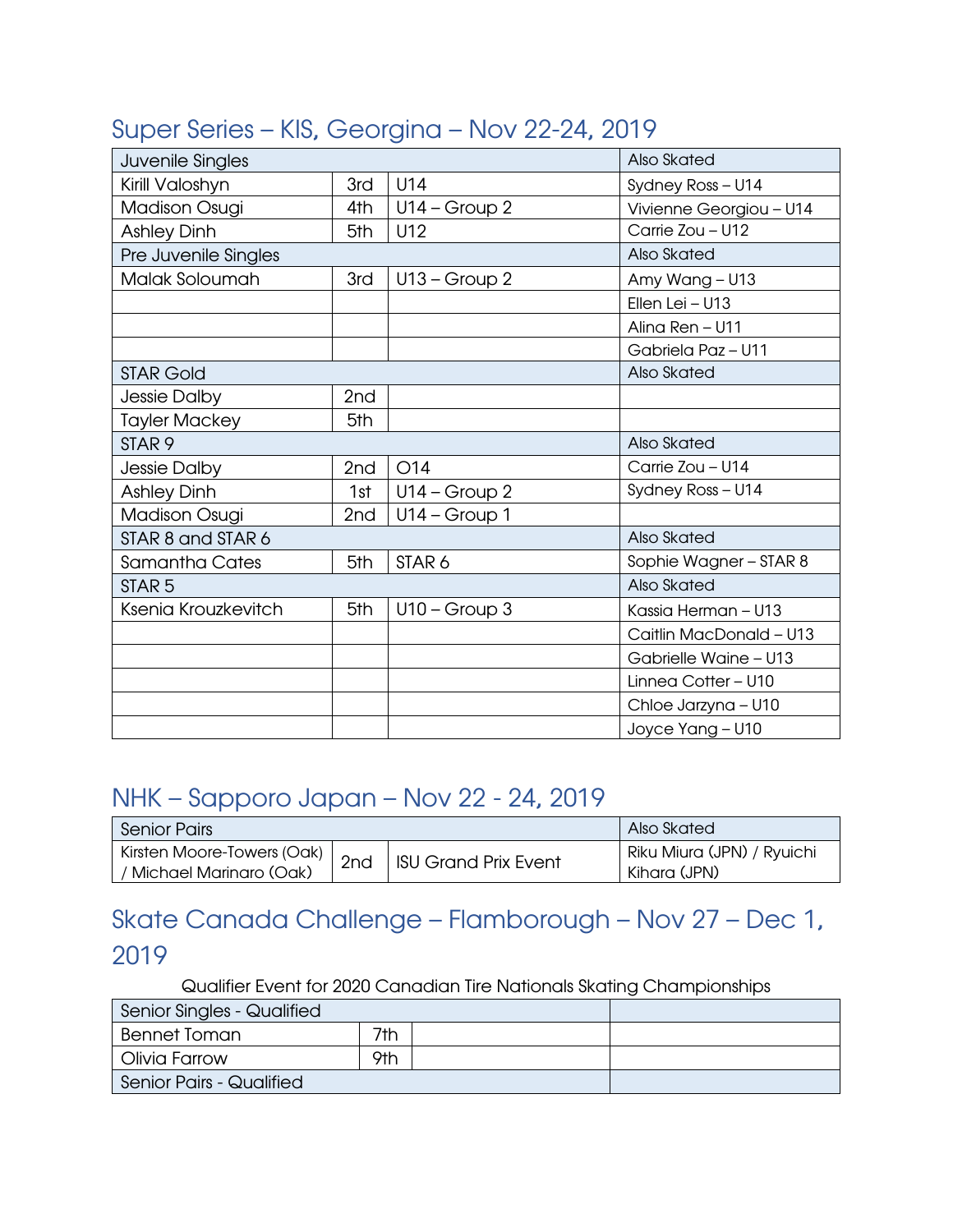## Super Series – KIS, Georgina – Nov 22-24, 2019

| Juvenile Singles | | | Also Skated |
|---|---|---|---|
| Kirill Valoshyn | 3rd | U14 | Sydney Ross – U14 |
| Madison Osugi | 4th | U14 – Group 2 | Vivienne Georgiou – U14 |
| Ashley Dinh | 5th | U12 | Carrie Zou – U12 |
| **Pre Juvenile Singles** | | | **Also Skated** |
| Malak Soloumah | 3rd | U13 – Group 2 | Amy Wang – U13 |
| | | | Ellen Lei – U13 |
| | | | Alina Ren – U11 |
| | | | Gabriela Paz – U11 |
| **STAR Gold** | | | **Also Skated** |
| Jessie Dalby | 2nd | | |
| Tayler Mackey | 5th | | |
| **STAR 9** | | | **Also Skated** |
| Jessie Dalby | 2nd | O14 | Carrie Zou – U14 |
| Ashley Dinh | 1st | U14 – Group 2 | Sydney Ross – U14 |
| Madison Osugi | 2nd | U14 – Group 1 | |
| **STAR 8 and STAR 6** | | | **Also Skated** |
| Samantha Cates | 5th | STAR 6 | Sophie Wagner – STAR 8 |
| **STAR 5** | | | **Also Skated** |
| Ksenia Krouzkevitch | 5th | U10 – Group 3 | Kassia Herman – U13 |
| | | | Caitlin MacDonald – U13 |
| | | | Gabrielle Waine – U13 |
| | | | Linnea Cotter – U10 |
| | | | Chloe Jarzyna – U10 |
| | | | Joyce Yang – U10 |

## NHK – Sapporo Japan – Nov 22 - 24, 2019

| Senior Pairs | | | Also Skated |
|---|---|---|---|
| Kirsten Moore-Towers (Oak) / Michael Marinaro (Oak) | 2nd | ISU Grand Prix Event | Riku Miura (JPN) / Ryuichi Kihara (JPN) |

## Skate Canada Challenge – Flamborough – Nov 27 – Dec 1, 2019

Qualifier Event for 2020 Canadian Tire Nationals Skating Championships

| Senior Singles - Qualified | | | |
|---|---|---|---|
| Bennet Toman | 7th | | |
| Olivia Farrow | 9th | | |
| **Senior Pairs - Qualified** | | | |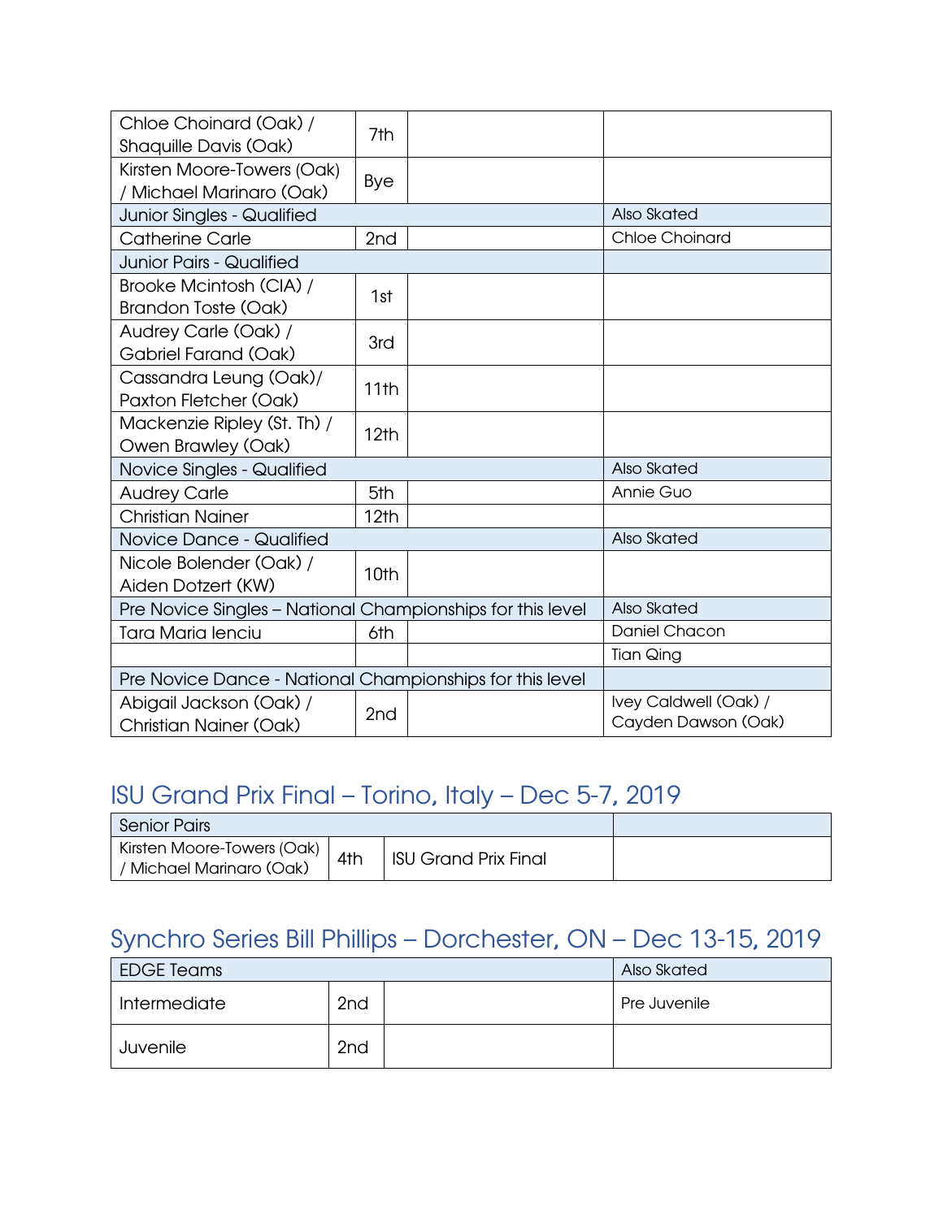| | | | |
|---|---|---|---|
| Chloe Choinard (Oak) / Shaquille Davis (Oak) | 7th | | |
| Kirsten Moore-Towers (Oak) / Michael Marinaro (Oak) | Bye | | |
| Junior Singles - Qualified | | | Also Skated |
| Catherine Carle | 2nd | | Chloe Choinard |
| Junior Pairs - Qualified | | | |
| Brooke Mcintosh (CIA) / Brandon Toste (Oak) | 1st | | |
| Audrey Carle (Oak) / Gabriel Farand (Oak) | 3rd | | |
| Cassandra Leung (Oak)/ Paxton Fletcher (Oak) | 11th | | |
| Mackenzie Ripley (St. Th) / Owen Brawley (Oak) | 12th | | |
| Novice Singles - Qualified | | | Also Skated |
| Audrey Carle | 5th | | Annie Guo |
| Christian Nainer | 12th | | |
| Novice Dance - Qualified | | | Also Skated |
| Nicole Bolender (Oak) / Aiden Dotzert (KW) | 10th | | |
| Pre Novice Singles – National Championships for this level | | | Also Skated |
| Tara Maria Ienciu | 6th | | Daniel Chacon |
| | | | Tian Qing |
| Pre Novice Dance - National Championships for this level | | | |
| Abigail Jackson (Oak) / Christian Nainer (Oak) | 2nd | | Ivey Caldwell (Oak) / Cayden Dawson (Oak) |

## ISU Grand Prix Final – Torino, Italy – Dec 5-7, 2019

| Senior Pairs | | | |
|---|---|---|---|
| Kirsten Moore-Towers (Oak) / Michael Marinaro (Oak) | 4th | ISU Grand Prix Final | |

## Synchro Series Bill Phillips – Dorchester, ON – Dec 13-15, 2019

| EDGE Teams | | | Also Skated |
|---|---|---|---|
| Intermediate | 2nd | | Pre Juvenile |
| Juvenile | 2nd | | |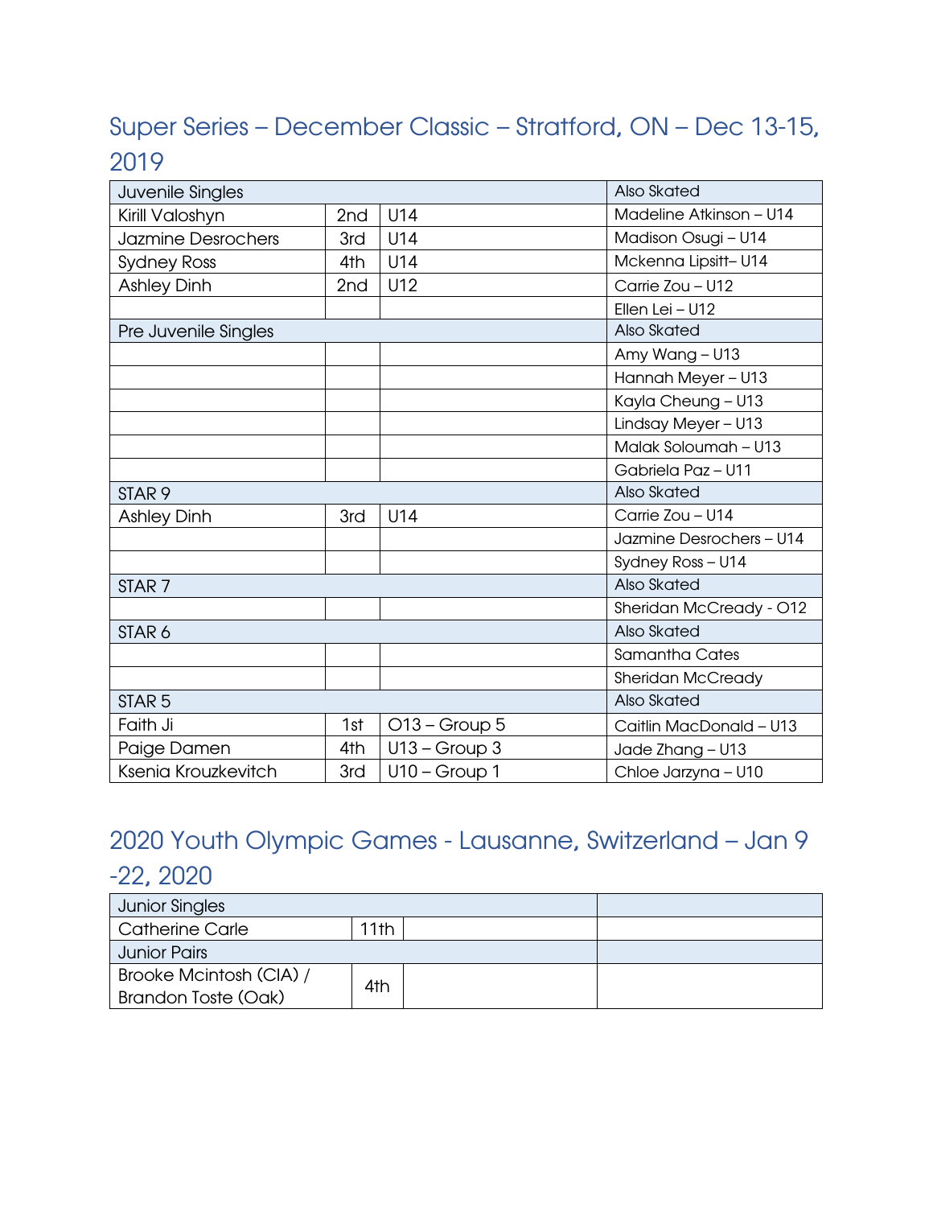## Super Series – December Classic – Stratford, ON – Dec 13-15, 2019

| Juvenile Singles | | | Also Skated |
|---|---|---|---|
| Kirill Valoshyn | 2nd | U14 | Madeline Atkinson – U14 |
| Jazmine Desrochers | 3rd | U14 | Madison Osugi – U14 |
| Sydney Ross | 4th | U14 | Mckenna Lipsitt– U14 |
| Ashley Dinh | 2nd | U12 | Carrie Zou – U12 |
| | | | Ellen Lei – U12 |
| **Pre Juvenile Singles** | | | **Also Skated** |
| | | | Amy Wang – U13 |
| | | | Hannah Meyer – U13 |
| | | | Kayla Cheung – U13 |
| | | | Lindsay Meyer – U13 |
| | | | Malak Soloumah – U13 |
| | | | Gabriela Paz – U11 |
| **STAR 9** | | | **Also Skated** |
| Ashley Dinh | 3rd | U14 | Carrie Zou – U14 |
| | | | Jazmine Desrochers – U14 |
| | | | Sydney Ross – U14 |
| **STAR 7** | | | **Also Skated** |
| | | | Sheridan McCready - O12 |
| **STAR 6** | | | **Also Skated** |
| | | | Samantha Cates |
| | | | Sheridan McCready |
| **STAR 5** | | | **Also Skated** |
| Faith Ji | 1st | O13 – Group 5 | Caitlin MacDonald – U13 |
| Paige Damen | 4th | U13 – Group 3 | Jade Zhang – U13 |
| Ksenia Krouzkevitch | 3rd | U10 – Group 1 | Chloe Jarzyna – U10 |

## 2020 Youth Olympic Games - Lausanne, Switzerland – Jan 9 -22, 2020

| Junior Singles | | | |
|---|---|---|---|
| Catherine Carle | 11th | | |
| **Junior Pairs** | | | |
| Brooke Mcintosh (CIA) / Brandon Toste (Oak) | 4th | | |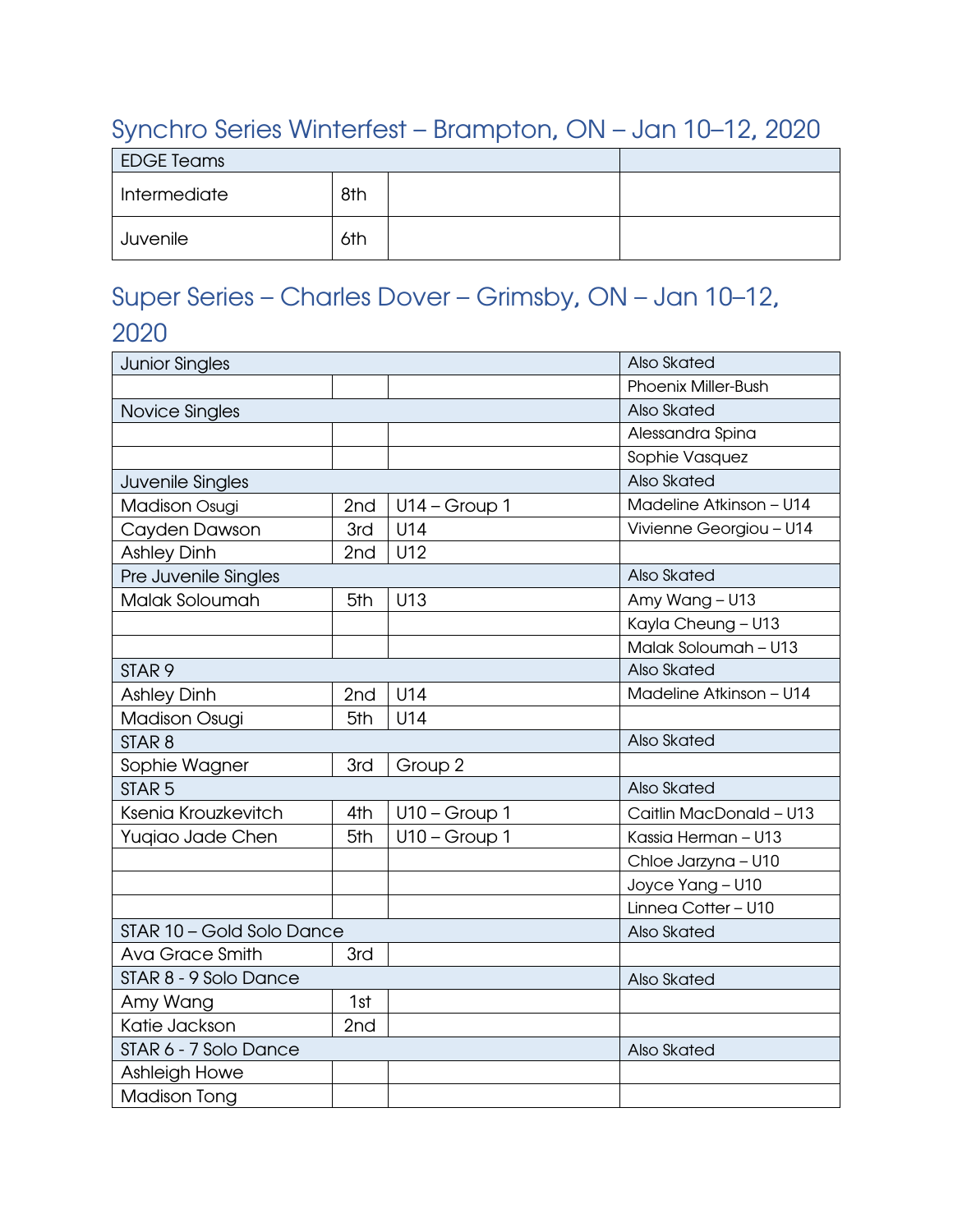## Synchro Series Winterfest – Brampton, ON – Jan 10–12, 2020

| EDGE Teams | | | |
|---|---|---|---|
| Intermediate | 8th | | |
| Juvenile | 6th | | |

## Super Series – Charles Dover – Grimsby, ON – Jan 10–12, 2020

| Junior Singles | | | Also Skated |
|---|---|---|---|
| | | | Phoenix Miller-Bush |
| **Novice Singles** | | | **Also Skated** |
| | | | Alessandra Spina |
| | | | Sophie Vasquez |
| **Juvenile Singles** | | | **Also Skated** |
| Madison Osugi | 2nd | U14 – Group 1 | Madeline Atkinson – U14 |
| Cayden Dawson | 3rd | U14 | Vivienne Georgiou – U14 |
| Ashley Dinh | 2nd | U12 | |
| **Pre Juvenile Singles** | | | **Also Skated** |
| Malak Soloumah | 5th | U13 | Amy Wang – U13 |
| | | | Kayla Cheung – U13 |
| | | | Malak Soloumah – U13 |
| **STAR 9** | | | **Also Skated** |
| Ashley Dinh | 2nd | U14 | Madeline Atkinson – U14 |
| Madison Osugi | 5th | U14 | |
| **STAR 8** | | | **Also Skated** |
| Sophie Wagner | 3rd | Group 2 | |
| **STAR 5** | | | **Also Skated** |
| Ksenia Krouzkevitch | 4th | U10 – Group 1 | Caitlin MacDonald – U13 |
| Yuqiao Jade Chen | 5th | U10 – Group 1 | Kassia Herman – U13 |
| | | | Chloe Jarzyna – U10 |
| | | | Joyce Yang – U10 |
| | | | Linnea Cotter – U10 |
| **STAR 10 – Gold Solo Dance** | | | **Also Skated** |
| Ava Grace Smith | 3rd | | |
| **STAR 8 - 9 Solo Dance** | | | **Also Skated** |
| Amy Wang | 1st | | |
| Katie Jackson | 2nd | | |
| **STAR 6 - 7 Solo Dance** | | | **Also Skated** |
| Ashleigh Howe | | | |
| Madison Tong | | | |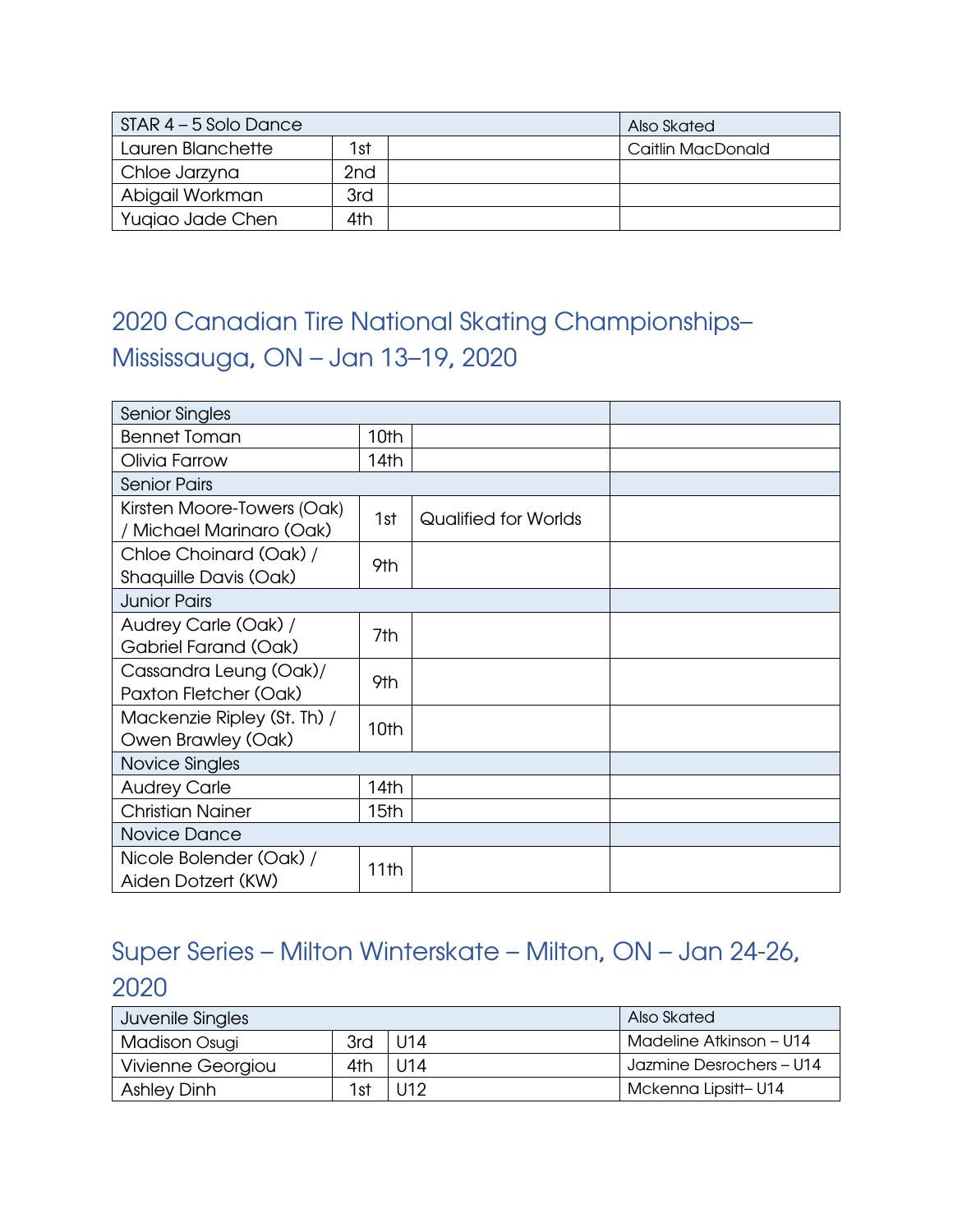| STAR 4 – 5 Solo Dance | | | Also Skated |
|---|---|---|---|
| Lauren Blanchette | 1st | | Caitlin MacDonald |
| Chloe Jarzyna | 2nd | | |
| Abigail Workman | 3rd | | |
| Yuqiao Jade Chen | 4th | | |

## 2020 Canadian Tire National Skating Championships– Mississauga, ON – Jan 13–19, 2020

| Senior Singles | | | |
|---|---|---|---|
| Bennet Toman | 10th | | |
| Olivia Farrow | 14th | | |
| **Senior Pairs** | | | |
| Kirsten Moore-Towers (Oak) / Michael Marinaro (Oak) | 1st | Qualified for Worlds | |
| Chloe Choinard (Oak) / Shaquille Davis (Oak) | 9th | | |
| **Junior Pairs** | | | |
| Audrey Carle (Oak) / Gabriel Farand (Oak) | 7th | | |
| Cassandra Leung (Oak)/ Paxton Fletcher (Oak) | 9th | | |
| Mackenzie Ripley (St. Th) / Owen Brawley (Oak) | 10th | | |
| **Novice Singles** | | | |
| Audrey Carle | 14th | | |
| Christian Nainer | 15th | | |
| **Novice Dance** | | | |
| Nicole Bolender (Oak) / Aiden Dotzert (KW) | 11th | | |

## Super Series – Milton Winterskate – Milton, ON – Jan 24-26, 2020

| Juvenile Singles | | | Also Skated |
|---|---|---|---|
| Madison Osugi | 3rd | U14 | Madeline Atkinson – U14 |
| Vivienne Georgiou | 4th | U14 | Jazmine Desrochers – U14 |
| Ashley Dinh | 1st | U12 | Mckenna Lipsitt– U14 |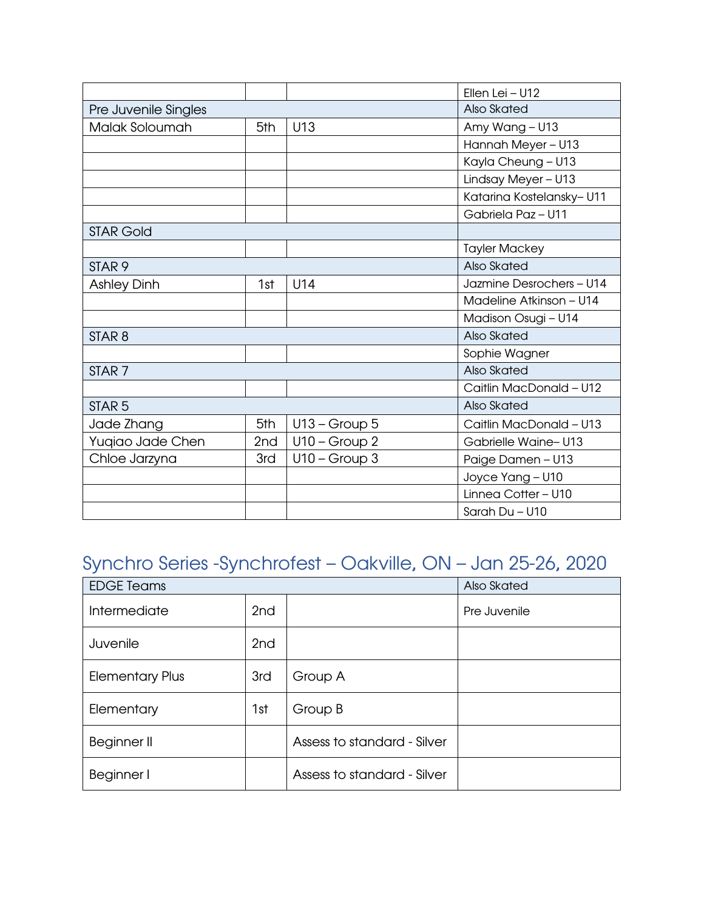| | | | |
|---|---|---|---|
| | | | Ellen Lei – U12 |
| Pre Juvenile Singles | | | Also Skated |
| Malak Soloumah | 5th | U13 | Amy Wang – U13 |
| | | | Hannah Meyer – U13 |
| | | | Kayla Cheung – U13 |
| | | | Lindsay Meyer – U13 |
| | | | Katarina Kostelansky– U11 |
| | | | Gabriela Paz – U11 |
| STAR Gold | | | |
| | | | Tayler Mackey |
| STAR 9 | | | Also Skated |
| Ashley Dinh | 1st | U14 | Jazmine Desrochers – U14 |
| | | | Madeline Atkinson – U14 |
| | | | Madison Osugi – U14 |
| STAR 8 | | | Also Skated |
| | | | Sophie Wagner |
| STAR 7 | | | Also Skated |
| | | | Caitlin MacDonald – U12 |
| STAR 5 | | | Also Skated |
| Jade Zhang | 5th | U13 – Group 5 | Caitlin MacDonald – U13 |
| Yuqiao Jade Chen | 2nd | U10 – Group 2 | Gabrielle Waine– U13 |
| Chloe Jarzyna | 3rd | U10 – Group 3 | Paige Damen – U13 |
| | | | Joyce Yang – U10 |
| | | | Linnea Cotter – U10 |
| | | | Sarah Du – U10 |

## Synchro Series -Synchrofest – Oakville, ON – Jan 25-26, 2020

| EDGE Teams | | | Also Skated |
|---|---|---|---|
| Intermediate | 2nd | | Pre Juvenile |
| Juvenile | 2nd | | |
| Elementary Plus | 3rd | Group A | |
| Elementary | 1st | Group B | |
| Beginner II | | Assess to standard - Silver | |
| Beginner I | | Assess to standard - Silver | |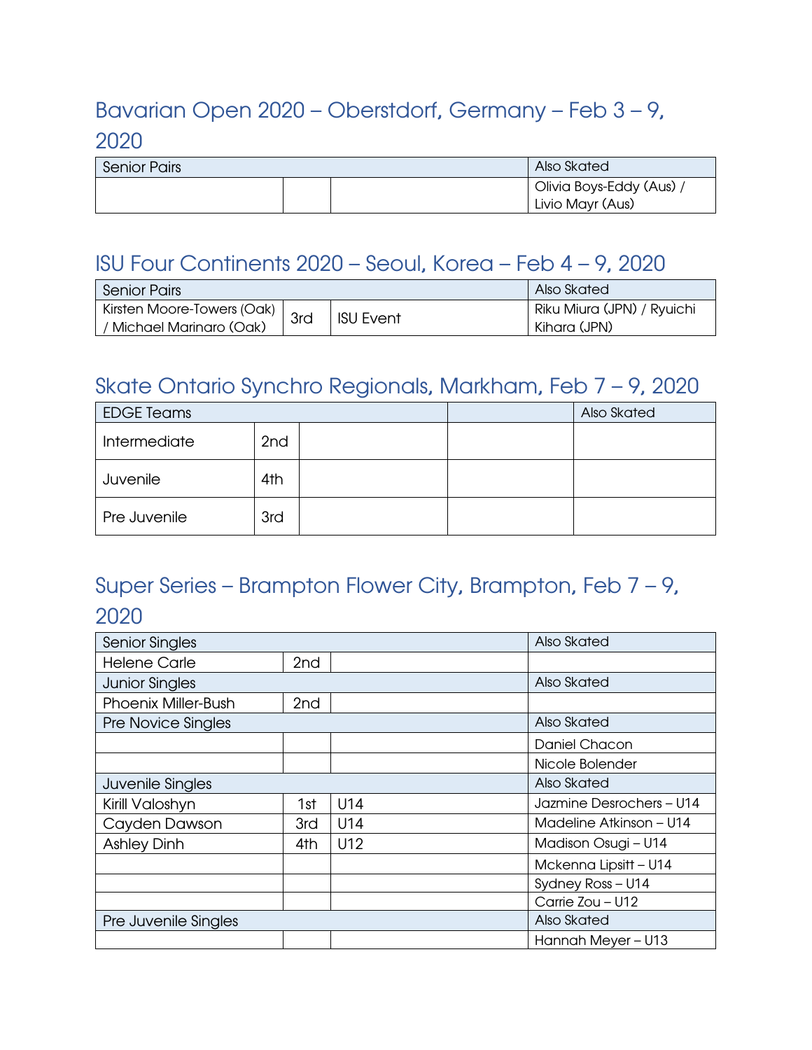## Bavarian Open 2020 – Oberstdorf, Germany – Feb 3 – 9, 2020

| Senior Pairs | | | Also Skated |
|---|---|---|---|
| | | | Olivia Boys-Eddy (Aus) / Livio Mayr (Aus) |

## ISU Four Continents 2020 – Seoul, Korea – Feb 4 – 9, 2020

| Senior Pairs | | | Also Skated |
|---|---|---|---|
| Kirsten Moore-Towers (Oak) / Michael Marinaro (Oak) | 3rd | ISU Event | Riku Miura (JPN) / Ryuichi Kihara (JPN) |

## Skate Ontario Synchro Regionals, Markham, Feb 7 – 9, 2020

| EDGE Teams | | | | Also Skated |
|---|---|---|---|---|
| Intermediate | 2nd | | | |
| Juvenile | 4th | | | |
| Pre Juvenile | 3rd | | | |

## Super Series – Brampton Flower City, Brampton, Feb 7 – 9, 2020

| Senior Singles | | | Also Skated |
|---|---|---|---|
| Helene Carle | 2nd | | |
| **Junior Singles** | | | **Also Skated** |
| Phoenix Miller-Bush | 2nd | | |
| **Pre Novice Singles** | | | **Also Skated** |
| | | | Daniel Chacon |
| | | | Nicole Bolender |
| **Juvenile Singles** | | | **Also Skated** |
| Kirill Valoshyn | 1st | U14 | Jazmine Desrochers – U14 |
| Cayden Dawson | 3rd | U14 | Madeline Atkinson – U14 |
| Ashley Dinh | 4th | U12 | Madison Osugi – U14 |
| | | | Mckenna Lipsitt – U14 |
| | | | Sydney Ross – U14 |
| | | | Carrie Zou – U12 |
| **Pre Juvenile Singles** | | | **Also Skated** |
| | | | Hannah Meyer – U13 |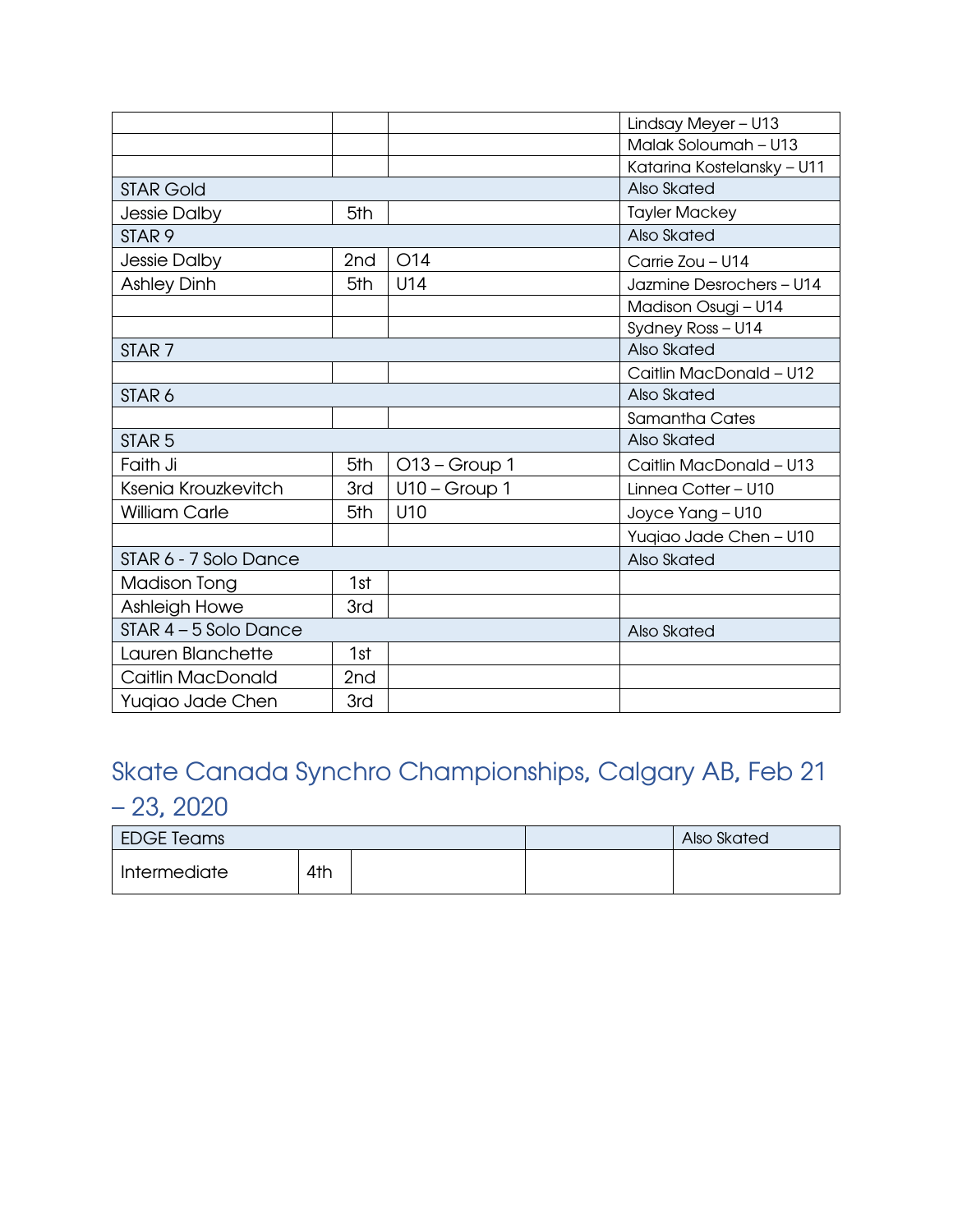| | | | |
|---|---|---|---|
| | | | Lindsay Meyer – U13 |
| | | | Malak Soloumah – U13 |
| | | | Katarina Kostelansky – U11 |
| STAR Gold | | | Also Skated |
| Jessie Dalby | 5th | | Tayler Mackey |
| STAR 9 | | | Also Skated |
| Jessie Dalby | 2nd | O14 | Carrie Zou – U14 |
| Ashley Dinh | 5th | U14 | Jazmine Desrochers – U14 |
| | | | Madison Osugi – U14 |
| | | | Sydney Ross – U14 |
| STAR 7 | | | Also Skated |
| | | | Caitlin MacDonald – U12 |
| STAR 6 | | | Also Skated |
| | | | Samantha Cates |
| STAR 5 | | | Also Skated |
| Faith Ji | 5th | O13 – Group 1 | Caitlin MacDonald – U13 |
| Ksenia Krouzkevitch | 3rd | U10 – Group 1 | Linnea Cotter – U10 |
| William Carle | 5th | U10 | Joyce Yang – U10 |
| | | | Yuqiao Jade Chen – U10 |
| STAR 6 - 7 Solo Dance | | | Also Skated |
| Madison Tong | 1st | | |
| Ashleigh Howe | 3rd | | |
| STAR 4 – 5 Solo Dance | | | Also Skated |
| Lauren Blanchette | 1st | | |
| Caitlin MacDonald | 2nd | | |
| Yuqiao Jade Chen | 3rd | | |

## Skate Canada Synchro Championships, Calgary AB, Feb 21 – 23, 2020

| EDGE Teams | | | | Also Skated |
|---|---|---|---|---|
| Intermediate | 4th | | | |